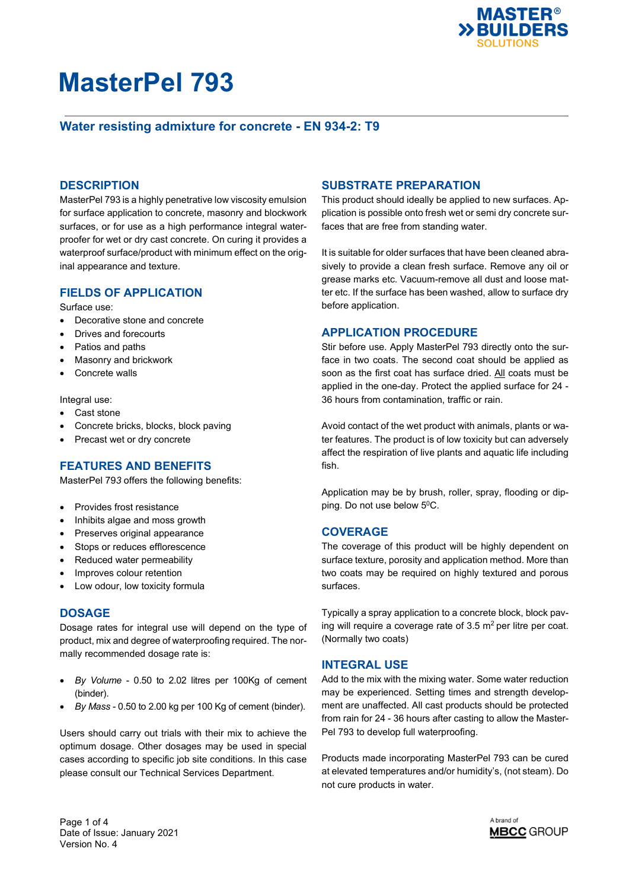# MasterPel 793

## Water resisting admixture for concrete - EN 934-2: T9

## DESCRIPTION

MasterPel 793 is a highly penetrative low viscosity emulsion for surface application to concrete, masonry and blockwork surfaces, or for use as a high performance integral waterproofer for wet or dry cast concrete. On curing it provides a waterproof surface/product with minimum effect on the original appearance and texture.

## FIELDS OF APPLICATION

Surface use:

- Decorative stone and concrete
- Drives and forecourts
- Patios and paths
- Masonry and brickwork
- Concrete walls

Integral use:

- Cast stone
- Concrete bricks, blocks, block paving
- Precast wet or dry concrete

## FEATURES AND BENEFITS

MasterPel 793 offers the following benefits:

- Provides frost resistance
- Inhibits algae and moss growth
- Preserves original appearance
- Stops or reduces efflorescence
- Reduced water permeability
- Improves colour retention
- Low odour, low toxicity formula

## DOSAGE

Dosage rates for integral use will depend on the type of product, mix and degree of waterproofing required. The normally recommended dosage rate is:

- *By Volume* - 0.50 to 2.02 litres per 100Kg of cement (binder).
- *By Mass* - 0.50 to 2.00 kg per 100 Kg of cement (binder).

Users should carry out trials with their mix to achieve the optimum dosage. Other dosages may be used in special cases according to specific job site conditions. In this case please consult our Technical Services Department.

## SUBSTRATE PREPARATION

This product should ideally be applied to new surfaces. Application is possible onto fresh wet or semi dry concrete surfaces that are free from standing water.

It is suitable for older surfaces that have been cleaned abrasively to provide a clean fresh surface. Remove any oil or grease marks etc. Vacuum-remove all dust and loose matter etc. If the surface has been washed, allow to surface dry before application.

## APPLICATION PROCEDURE

Stir before use. Apply MasterPel 793 directly onto the surface in two coats. The second coat should be applied as soon as the first coat has surface dried. All coats must be applied in the one-day. Protect the applied surface for 24 - 36 hours from contamination, traffic or rain.

Avoid contact of the wet product with animals, plants or water features. The product is of low toxicity but can adversely affect the respiration of live plants and aquatic life including fish.

Application may be by brush, roller, spray, flooding or dipping. Do not use below $5^0$C.

## COVERAGE

The coverage of this product will be highly dependent on surface texture, porosity and application method. More than two coats may be required on highly textured and porous surfaces.

Typically a spray application to a concrete block, block paving will require a coverage rate of 3.5 $m^2$ per litre per coat. (Normally two coats)

## INTEGRAL USE

Add to the mix with the mixing water. Some water reduction may be experienced. Setting times and strength development are unaffected. All cast products should be protected from rain for 24 - 36 hours after casting to allow the MasterPel 793 to develop full waterproofing.

Products made incorporating MasterPel 793 can be cured at elevated temperatures and/or humidity's, (not steam). Do not cure products in water.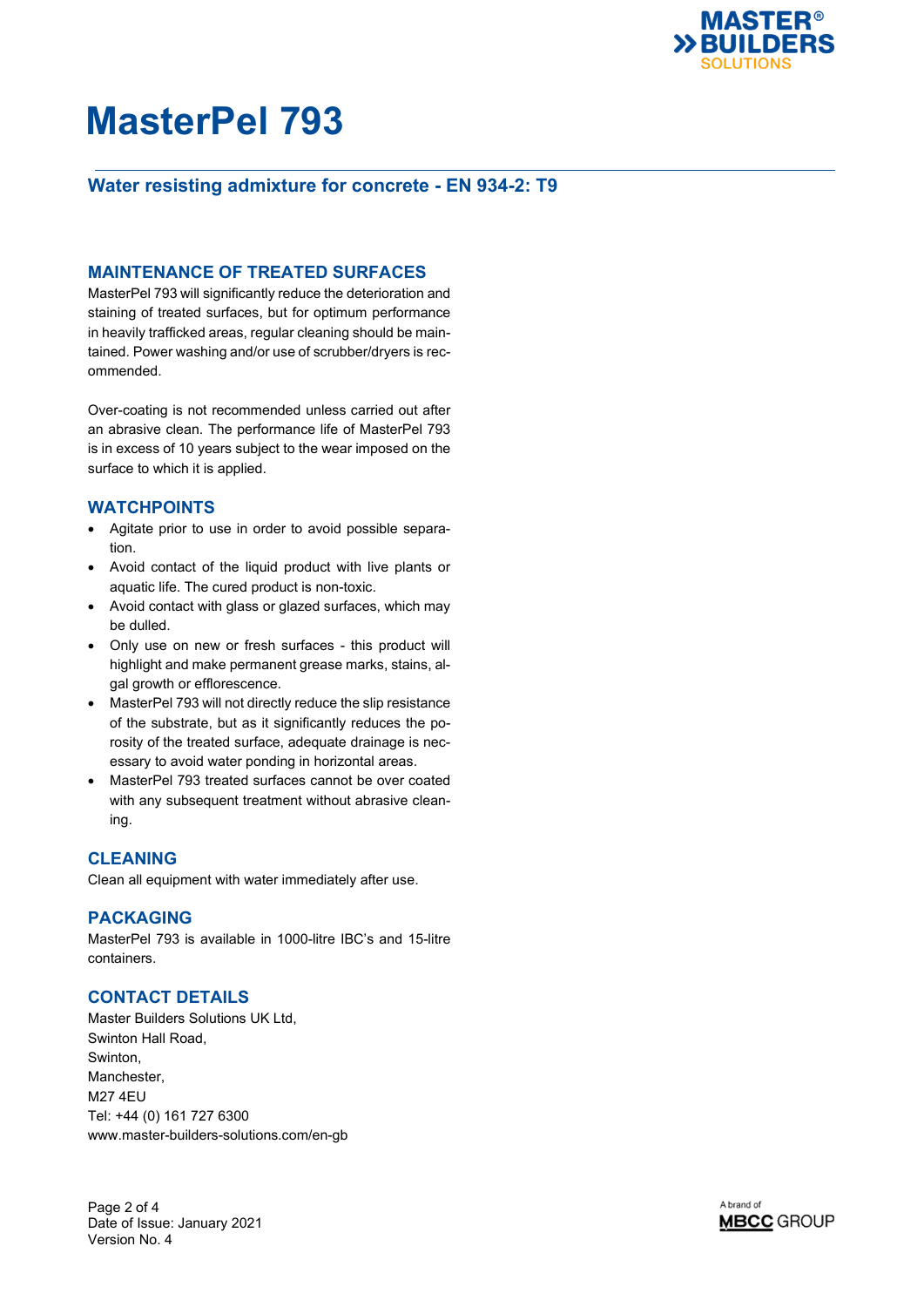# MasterPel 793

## Water resisting admixture for concrete - EN 934-2: T9

## MAINTENANCE OF TREATED SURFACES

MasterPel 793 will significantly reduce the deterioration and staining of treated surfaces, but for optimum performance in heavily trafficked areas, regular cleaning should be maintained. Power washing and/or use of scrubber/dryers is recommended.

Over-coating is not recommended unless carried out after an abrasive clean. The performance life of MasterPel 793 is in excess of 10 years subject to the wear imposed on the surface to which it is applied.

## WATCHPOINTS

- Agitate prior to use in order to avoid possible separation.
- Avoid contact of the liquid product with live plants or aquatic life. The cured product is non-toxic.
- Avoid contact with glass or glazed surfaces, which may be dulled.
- Only use on new or fresh surfaces - this product will highlight and make permanent grease marks, stains, algal growth or efflorescence.
- MasterPel 793 will not directly reduce the slip resistance of the substrate, but as it significantly reduces the porosity of the treated surface, adequate drainage is necessary to avoid water ponding in horizontal areas.
- MasterPel 793 treated surfaces cannot be over coated with any subsequent treatment without abrasive cleaning.

## CLEANING

Clean all equipment with water immediately after use.

## PACKAGING

MasterPel 793 is available in 1000-litre IBC's and 15-litre containers.

## CONTACT DETAILS

Master Builders Solutions UK Ltd,
Swinton Hall Road,
Swinton,
Manchester,
M27 4EU
Tel: +44 (0) 161 727 6300
www.master-builders-solutions.com/en-gb

Date of Issue: January 2021
Version No. 4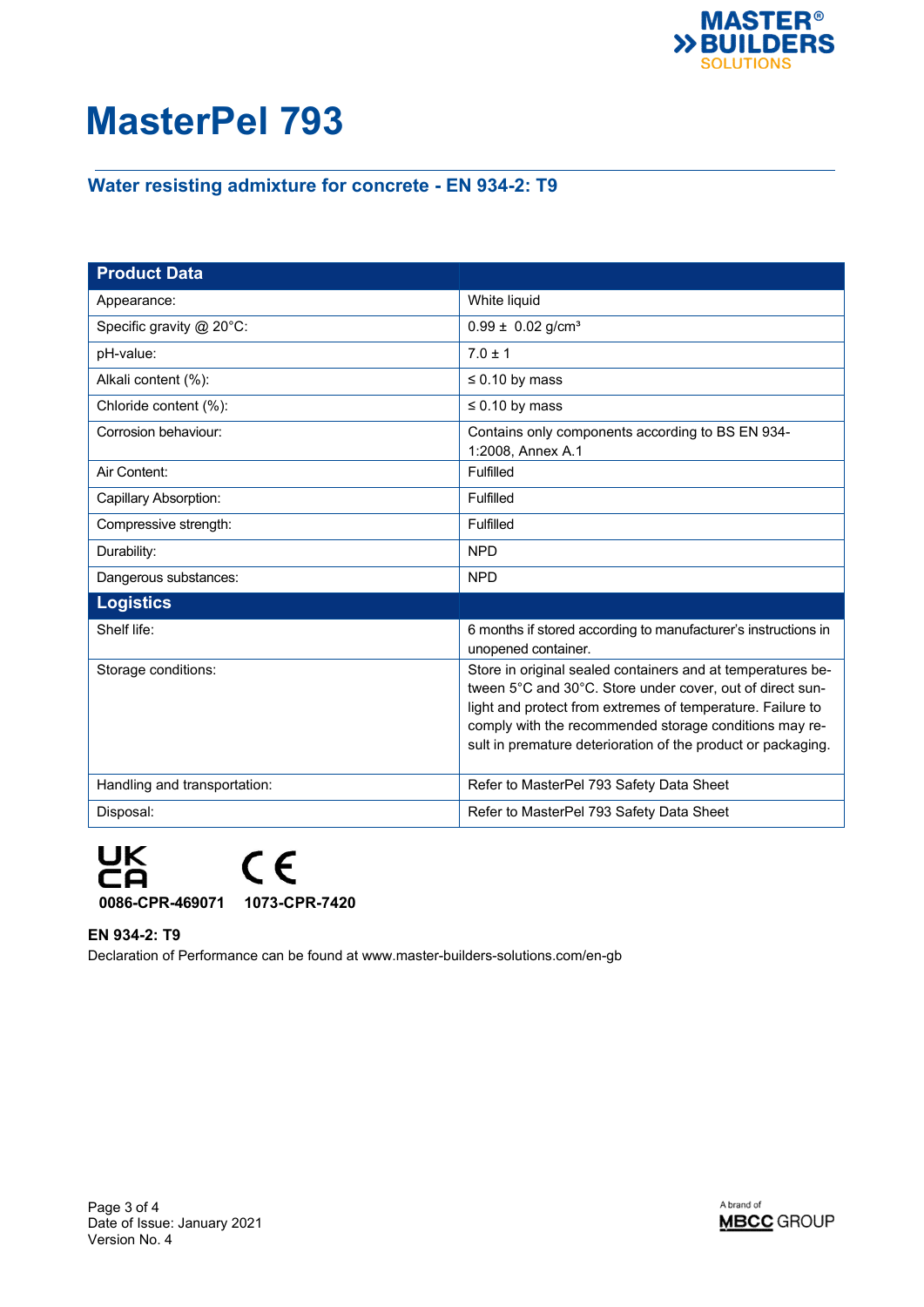# MasterPel 793

## Water resisting admixture for concrete - EN 934-2: T9

| Product Data | |
|---|---|
| Appearance: | White liquid |
| Specific gravity @ 20°C: | 0.99 ± 0.02 g/cm³ |
| pH-value: | 7.0 ± 1 |
| Alkali content (%): | ≤ 0.10 by mass |
| Chloride content (%): | ≤ 0.10 by mass |
| Corrosion behaviour: | Contains only components according to BS EN 934-1:2008, Annex A.1 |
| Air Content: | Fulfilled |
| Capillary Absorption: | Fulfilled |
| Compressive strength: | Fulfilled |
| Durability: | NPD |
| Dangerous substances: | NPD |
| **Logistics** | |
| Shelf life: | 6 months if stored according to manufacturer's instructions in unopened container. |
| Storage conditions: | Store in original sealed containers and at temperatures between 5°C and 30°C. Store under cover, out of direct sunlight and protect from extremes of temperature. Failure to comply with the recommended storage conditions may result in premature deterioration of the product or packaging. |
| Handling and transportation: | Refer to MasterPel 793 Safety Data Sheet |
| Disposal: | Refer to MasterPel 793 Safety Data Sheet |

UKCA **0086-CPR-469071** CE **1073-CPR-7420**

**EN 934-2: T9**

Declaration of Performance can be found at www.master-builders-solutions.com/en-gb

Date of Issue: January 2021
Version No. 4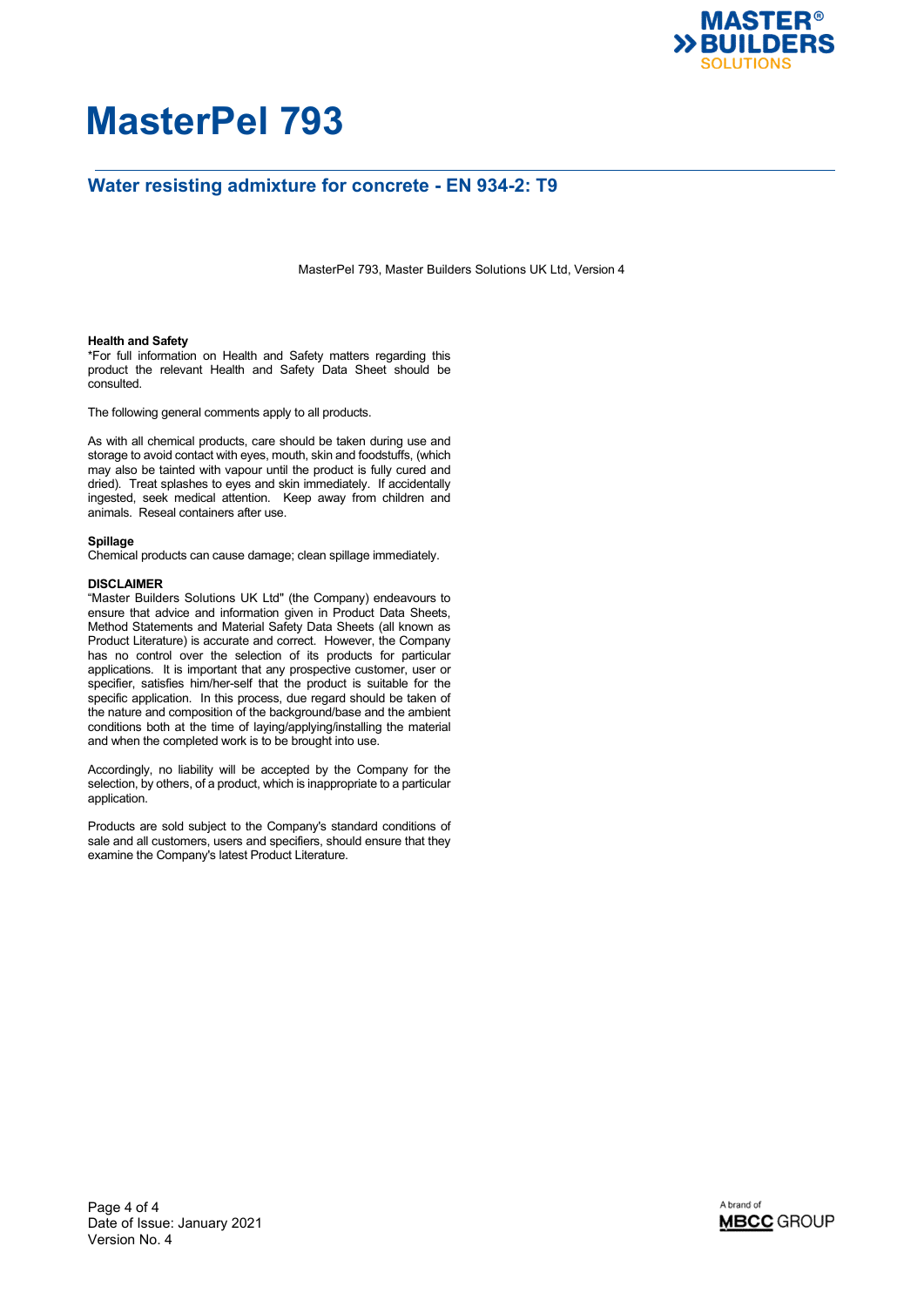# MasterPel 793

## Water resisting admixture for concrete - EN 934-2: T9

MasterPel 793, Master Builders Solutions UK Ltd, Version 4

**Health and Safety**
*For full information on Health and Safety matters regarding this product the relevant Health and Safety Data Sheet should be consulted.

The following general comments apply to all products.

As with all chemical products, care should be taken during use and storage to avoid contact with eyes, mouth, skin and foodstuffs, (which may also be tainted with vapour until the product is fully cured and dried). Treat splashes to eyes and skin immediately. If accidentally ingested, seek medical attention. Keep away from children and animals. Reseal containers after use.

**Spillage**
Chemical products can cause damage; clean spillage immediately.

**DISCLAIMER**
"Master Builders Solutions UK Ltd" (the Company) endeavours to ensure that advice and information given in Product Data Sheets, Method Statements and Material Safety Data Sheets (all known as Product Literature) is accurate and correct. However, the Company has no control over the selection of its products for particular applications. It is important that any prospective customer, user or specifier, satisfies him/her-self that the product is suitable for the specific application. In this process, due regard should be taken of the nature and composition of the background/base and the ambient conditions both at the time of laying/applying/installing the material and when the completed work is to be brought into use.

Accordingly, no liability will be accepted by the Company for the selection, by others, of a product, which is inappropriate to a particular application.

Products are sold subject to the Company's standard conditions of sale and all customers, users and specifiers, should ensure that they examine the Company's latest Product Literature.

Date of Issue: January 2021
Version No. 4